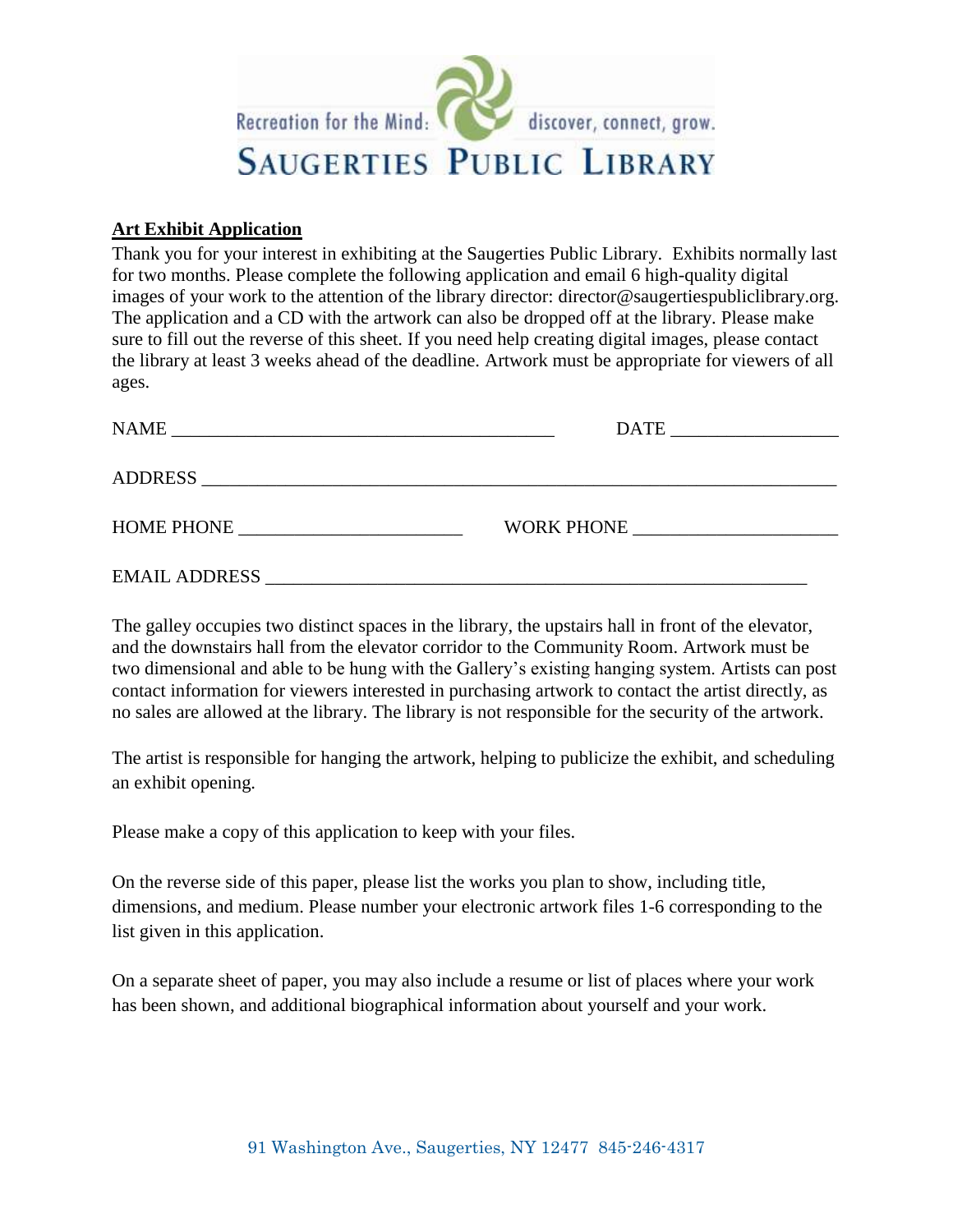Recreation for the Mind: discover, connect, grow.

# SAUGERTIES PUBLIC LIBRARY

**Art Exhibit Application**

Thank you for your interest in exhibiting at the Saugerties Public Library. Exhibits normally last for two months. Please complete the following application and email 6 high-quality digital images of your work to the attention of the library director: director@saugertiespubliclibrary.org. The application and a CD with the artwork can also be dropped off at the library. Please make sure to fill out the reverse of this sheet. If you need help creating digital images, please contact the library at least 3 weeks ahead of the deadline. Artwork must be appropriate for viewers of all ages.

NAME ________________________________________ DATE __________________

ADDRESS ____________________________________________________________________

HOME PHONE _______________________ WORK PHONE _____________________

EMAIL ADDRESS ___________________________________________________________

The galley occupies two distinct spaces in the library, the upstairs hall in front of the elevator, and the downstairs hall from the elevator corridor to the Community Room. Artwork must be two dimensional and able to be hung with the Gallery's existing hanging system. Artists can post contact information for viewers interested in purchasing artwork to contact the artist directly, as no sales are allowed at the library. The library is not responsible for the security of the artwork.

The artist is responsible for hanging the artwork, helping to publicize the exhibit, and scheduling an exhibit opening.

Please make a copy of this application to keep with your files.

On the reverse side of this paper, please list the works you plan to show, including title, dimensions, and medium. Please number your electronic artwork files 1-6 corresponding to the list given in this application.

On a separate sheet of paper, you may also include a resume or list of places where your work has been shown, and additional biographical information about yourself and your work.

91 Washington Ave., Saugerties, NY 12477 845-246-4317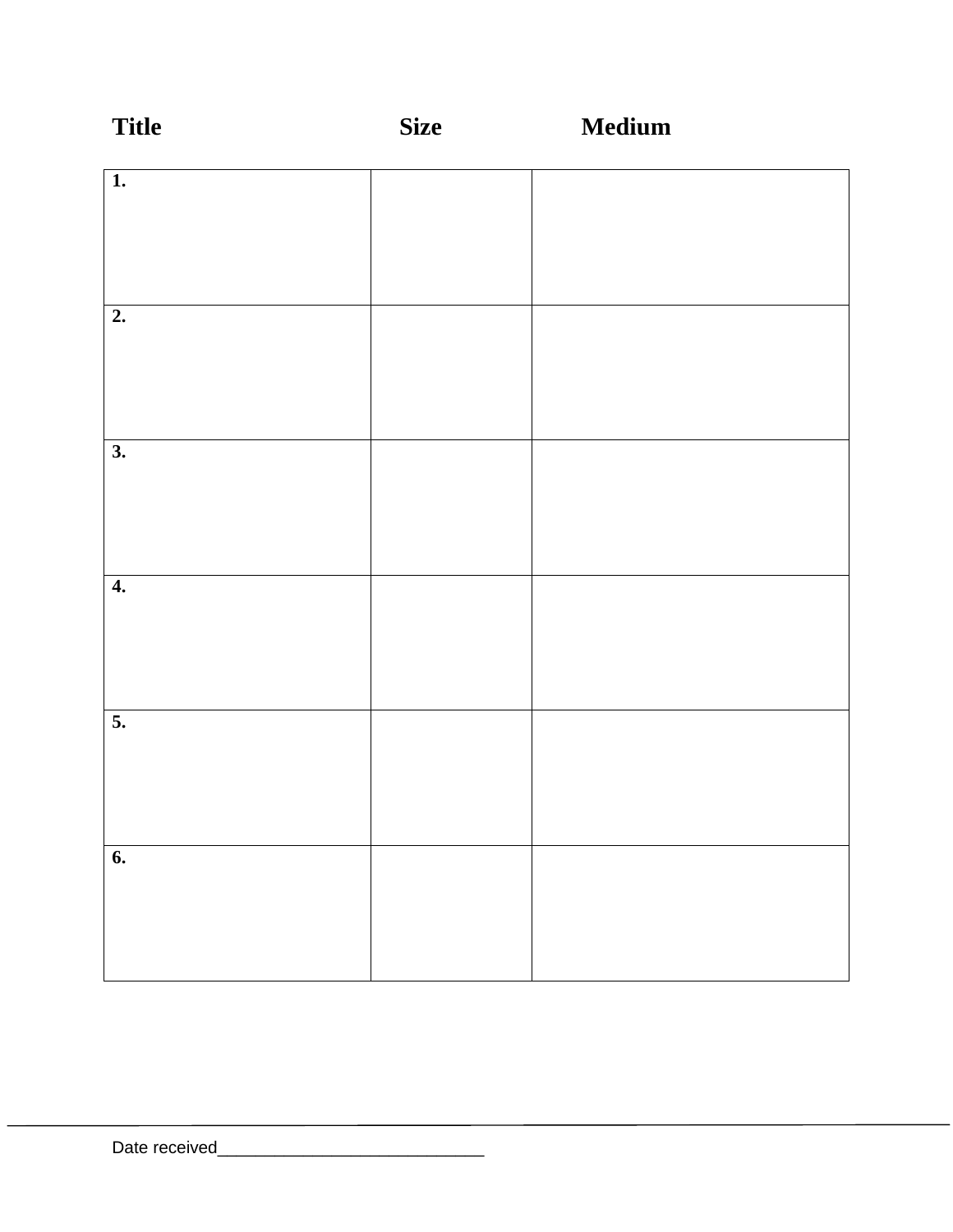| Title | Size | Medium |
|---|---|---|
| **1.** | | |
| **2.** | | |
| **3.** | | |
| **4.** | | |
| **5.** | | |
| **6.** | | |

---

Date received____________________________